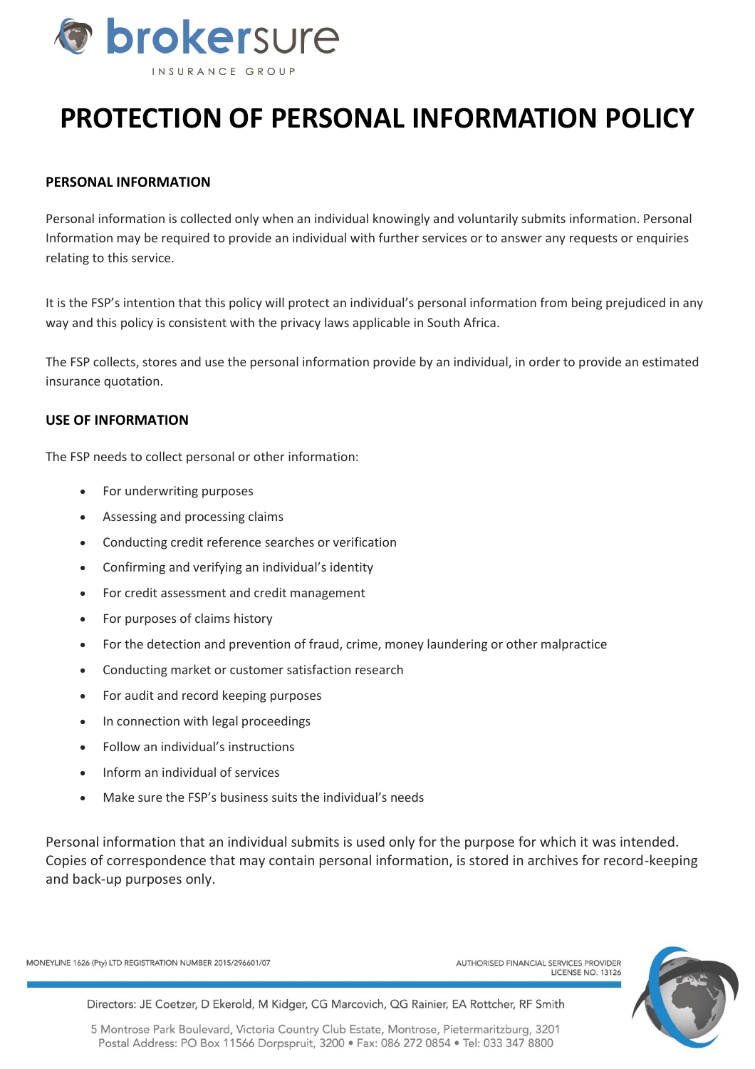# PROTECTION OF PERSONAL INFORMATION POLICY

## PERSONAL INFORMATION

Personal information is collected only when an individual knowingly and voluntarily submits information. Personal Information may be required to provide an individual with further services or to answer any requests or enquiries relating to this service.

It is the FSP's intention that this policy will protect an individual's personal information from being prejudiced in any way and this policy is consistent with the privacy laws applicable in South Africa.

The FSP collects, stores and use the personal information provide by an individual, in order to provide an estimated insurance quotation.

## USE OF INFORMATION

The FSP needs to collect personal or other information:

- For underwriting purposes
- Assessing and processing claims
- Conducting credit reference searches or verification
- Confirming and verifying an individual's identity
- For credit assessment and credit management
- For purposes of claims history
- For the detection and prevention of fraud, crime, money laundering or other malpractice
- Conducting market or customer satisfaction research
- For audit and record keeping purposes
- In connection with legal proceedings
- Follow an individual's instructions
- Inform an individual of services
- Make sure the FSP's business suits the individual's needs

Personal information that an individual submits is used only for the purpose for which it was intended. Copies of correspondence that may contain personal information, is stored in archives for record-keeping and back-up purposes only.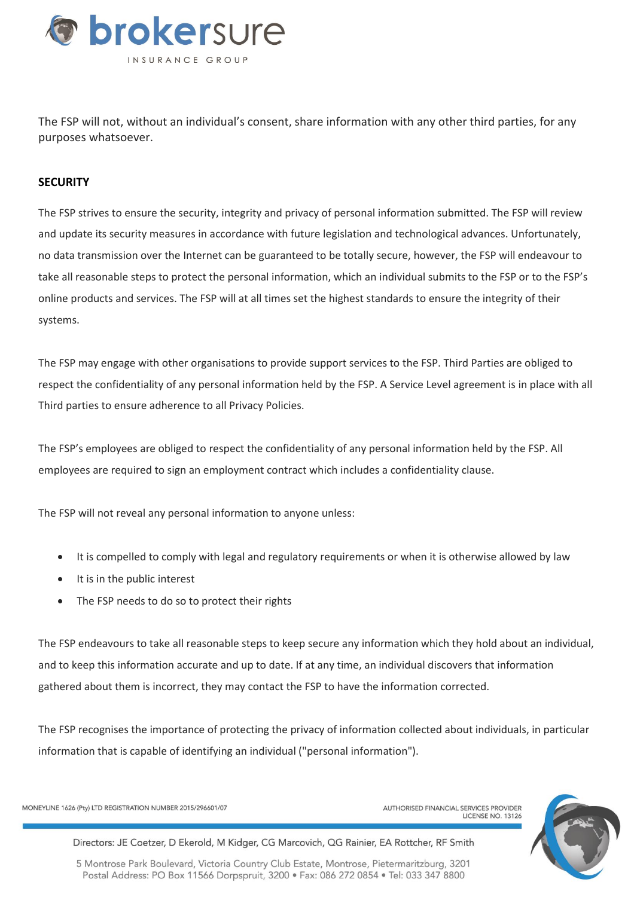The FSP will not, without an individual's consent, share information with any other third parties, for any purposes whatsoever.

**SECURITY**

The FSP strives to ensure the security, integrity and privacy of personal information submitted. The FSP will review and update its security measures in accordance with future legislation and technological advances. Unfortunately, no data transmission over the Internet can be guaranteed to be totally secure, however, the FSP will endeavour to take all reasonable steps to protect the personal information, which an individual submits to the FSP or to the FSP's online products and services. The FSP will at all times set the highest standards to ensure the integrity of their systems.

The FSP may engage with other organisations to provide support services to the FSP. Third Parties are obliged to respect the confidentiality of any personal information held by the FSP. A Service Level agreement is in place with all Third parties to ensure adherence to all Privacy Policies.

The FSP's employees are obliged to respect the confidentiality of any personal information held by the FSP. All employees are required to sign an employment contract which includes a confidentiality clause.

The FSP will not reveal any personal information to anyone unless:

- It is compelled to comply with legal and regulatory requirements or when it is otherwise allowed by law
- It is in the public interest
- The FSP needs to do so to protect their rights

The FSP endeavours to take all reasonable steps to keep secure any information which they hold about an individual, and to keep this information accurate and up to date. If at any time, an individual discovers that information gathered about them is incorrect, they may contact the FSP to have the information corrected.

The FSP recognises the importance of protecting the privacy of information collected about individuals, in particular information that is capable of identifying an individual ("personal information").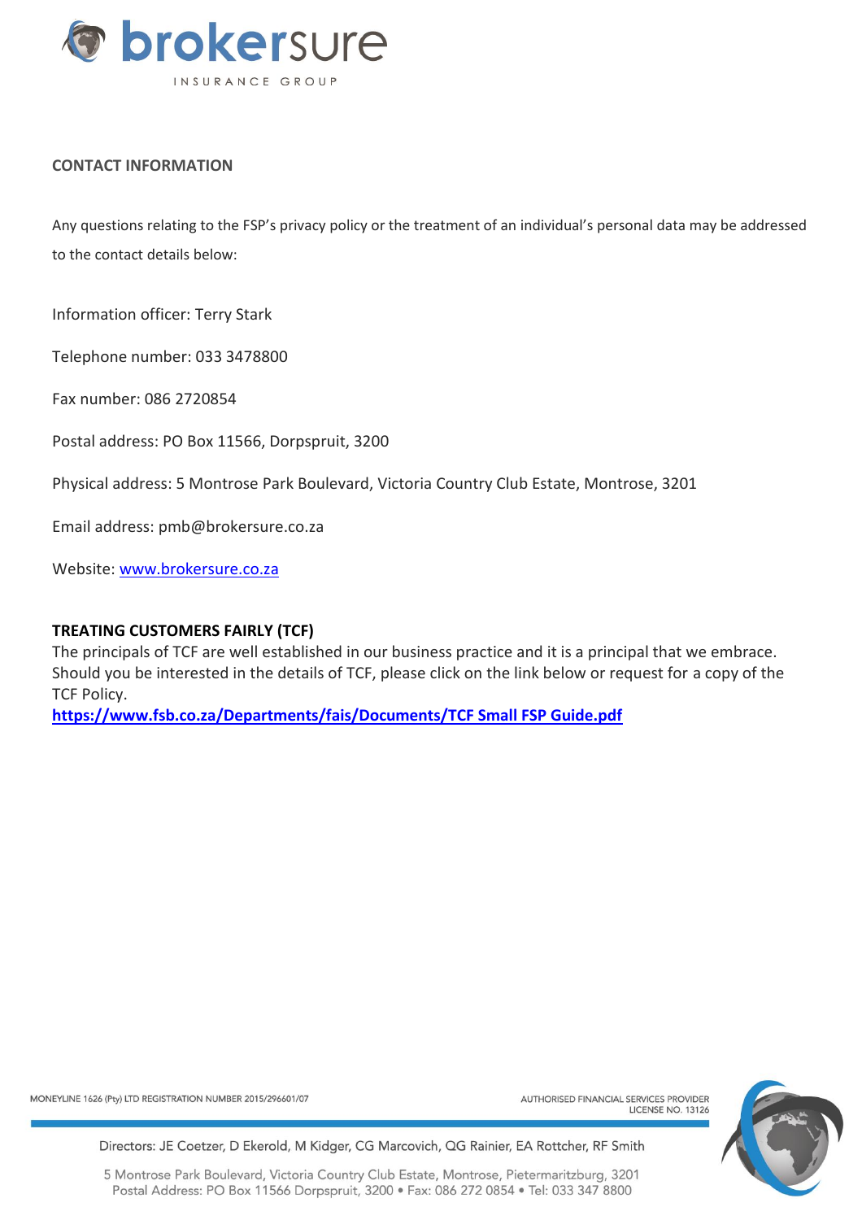## CONTACT INFORMATION

Any questions relating to the FSP's privacy policy or the treatment of an individual's personal data may be addressed to the contact details below:

Information officer: Terry Stark

Telephone number: 033 3478800

Fax number: 086 2720854

Postal address: PO Box 11566, Dorpspruit, 3200

Physical address: 5 Montrose Park Boulevard, Victoria Country Club Estate, Montrose, 3201

Email address: pmb@brokersure.co.za

Website: www.brokersure.co.za

## TREATING CUSTOMERS FAIRLY (TCF)

The principals of TCF are well established in our business practice and it is a principal that we embrace. Should you be interested in the details of TCF, please click on the link below or request for a copy of the TCF Policy.

**https://www.fsb.co.za/Departments/fais/Documents/TCF Small FSP Guide.pdf**